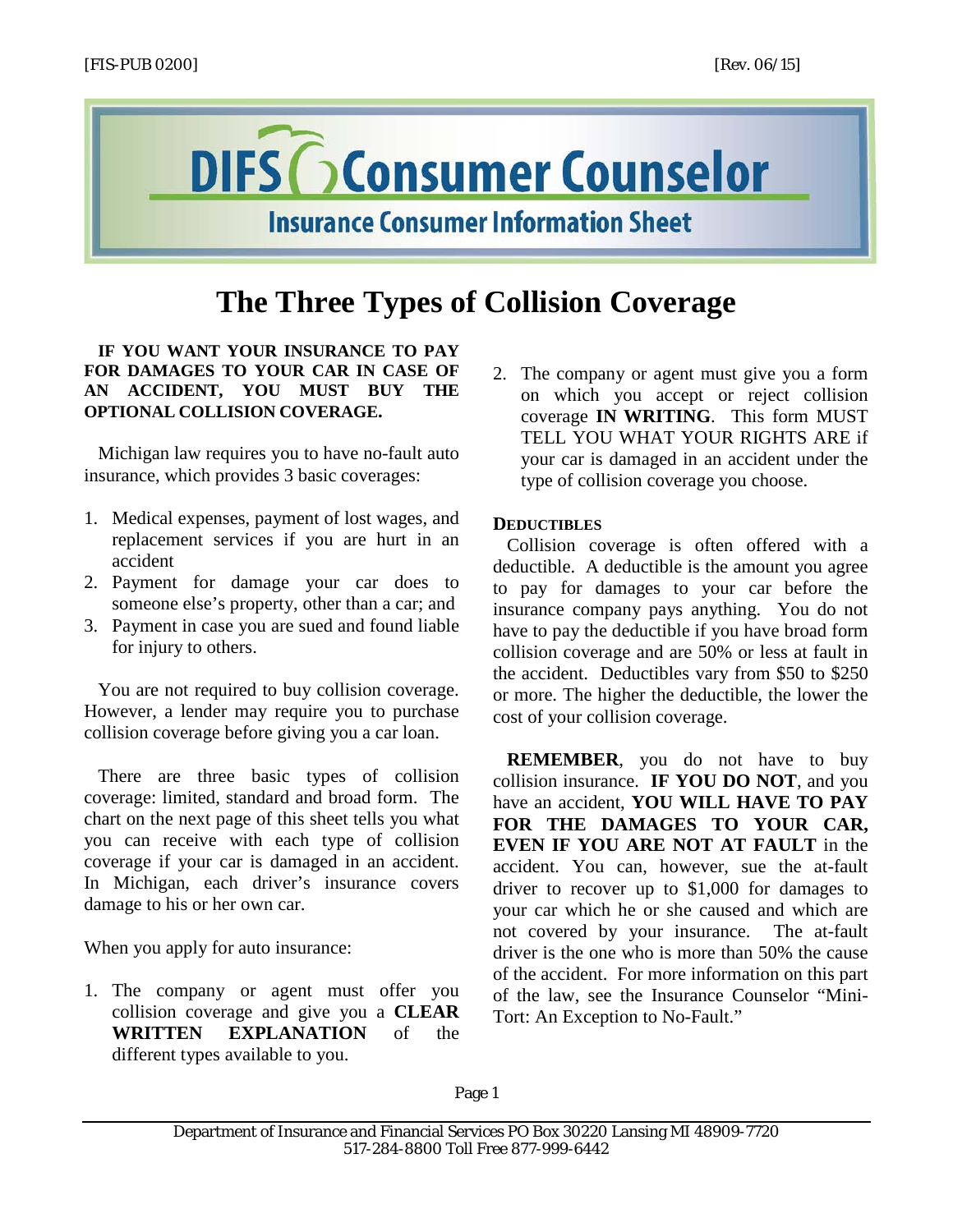[FIS-PUB 0200] [Rev. 06/15]

# DIFS Consumer Counselor

## Insurance Consumer Information Sheet

# The Three Types of Collision Coverage

**IF YOU WANT YOUR INSURANCE TO PAY FOR DAMAGES TO YOUR CAR IN CASE OF AN ACCIDENT, YOU MUST BUY THE OPTIONAL COLLISION COVERAGE.**

Michigan law requires you to have no-fault auto insurance, which provides 3 basic coverages:

1. Medical expenses, payment of lost wages, and replacement services if you are hurt in an accident
2. Payment for damage your car does to someone else's property, other than a car; and
3. Payment in case you are sued and found liable for injury to others.

You are not required to buy collision coverage. However, a lender may require you to purchase collision coverage before giving you a car loan.

There are three basic types of collision coverage: limited, standard and broad form. The chart on the next page of this sheet tells you what you can receive with each type of collision coverage if your car is damaged in an accident. In Michigan, each driver's insurance covers damage to his or her own car.

When you apply for auto insurance:

1. The company or agent must offer you collision coverage and give you a **CLEAR WRITTEN EXPLANATION** of the different types available to you.
2. The company or agent must give you a form on which you accept or reject collision coverage **IN WRITING**. This form MUST TELL YOU WHAT YOUR RIGHTS ARE if your car is damaged in an accident under the type of collision coverage you choose.

### DEDUCTIBLES

Collision coverage is often offered with a deductible. A deductible is the amount you agree to pay for damages to your car before the insurance company pays anything. You do not have to pay the deductible if you have broad form collision coverage and are 50% or less at fault in the accident. Deductibles vary from $50 to $250 or more. The higher the deductible, the lower the cost of your collision coverage.

**REMEMBER**, you do not have to buy collision insurance. **IF YOU DO NOT**, and you have an accident, **YOU WILL HAVE TO PAY FOR THE DAMAGES TO YOUR CAR, EVEN IF YOU ARE NOT AT FAULT** in the accident. You can, however, sue the at-fault driver to recover up to $1,000 for damages to your car which he or she caused and which are not covered by your insurance. The at-fault driver is the one who is more than 50% the cause of the accident. For more information on this part of the law, see the Insurance Counselor "Mini-Tort: An Exception to No-Fault."

Department of Insurance and Financial Services PO Box 30220 Lansing MI 48909-7720
517-284-8800 Toll Free 877-999-6442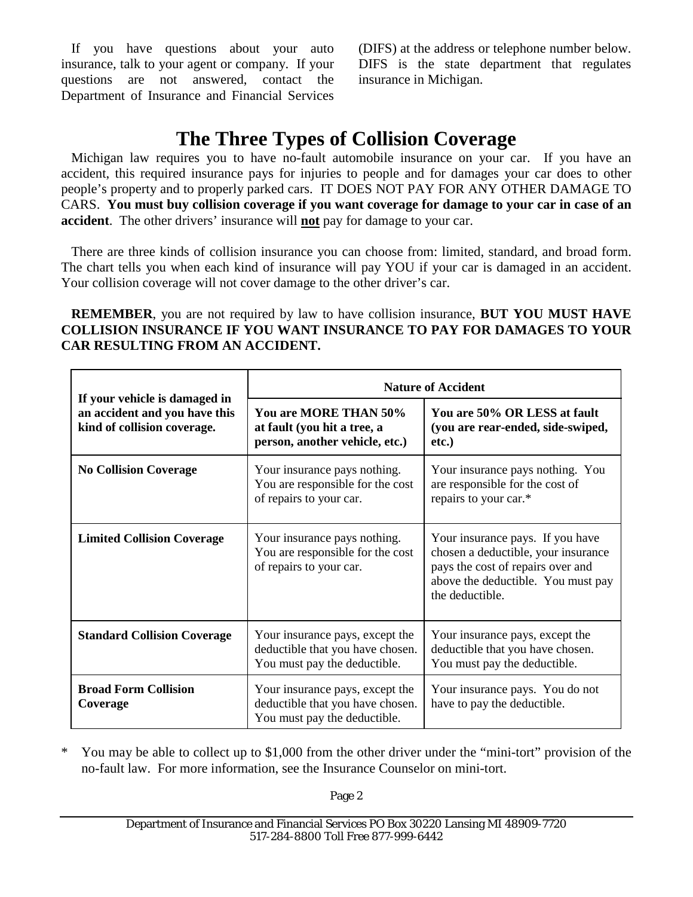If you have questions about your auto insurance, talk to your agent or company. If your questions are not answered, contact the Department of Insurance and Financial Services (DIFS) at the address or telephone number below. DIFS is the state department that regulates insurance in Michigan.

# The Three Types of Collision Coverage

Michigan law requires you to have no-fault automobile insurance on your car. If you have an accident, this required insurance pays for injuries to people and for damages your car does to other people's property and to properly parked cars. IT DOES NOT PAY FOR ANY OTHER DAMAGE TO CARS. **You must buy collision coverage if you want coverage for damage to your car in case of an accident**. The other drivers' insurance will **not** pay for damage to your car.

There are three kinds of collision insurance you can choose from: limited, standard, and broad form. The chart tells you when each kind of insurance will pay YOU if your car is damaged in an accident. Your collision coverage will not cover damage to the other driver's car.

**REMEMBER**, you are not required by law to have collision insurance, **BUT YOU MUST HAVE COLLISION INSURANCE IF YOU WANT INSURANCE TO PAY FOR DAMAGES TO YOUR CAR RESULTING FROM AN ACCIDENT.**

| **If your vehicle is damaged in an accident and you have this kind of collision coverage.** | **Nature of Accident** | |
|---|---|---|
| | **You are MORE THAN 50% at fault (you hit a tree, a person, another vehicle, etc.)** | **You are 50% OR LESS at fault (you are rear-ended, side-swiped, etc.)** |
| **No Collision Coverage** | Your insurance pays nothing. You are responsible for the cost of repairs to your car. | Your insurance pays nothing. You are responsible for the cost of repairs to your car.* |
| **Limited Collision Coverage** | Your insurance pays nothing. You are responsible for the cost of repairs to your car. | Your insurance pays. If you have chosen a deductible, your insurance pays the cost of repairs over and above the deductible. You must pay the deductible. |
| **Standard Collision Coverage** | Your insurance pays, except the deductible that you have chosen. You must pay the deductible. | Your insurance pays, except the deductible that you have chosen. You must pay the deductible. |
| **Broad Form Collision Coverage** | Your insurance pays, except the deductible that you have chosen. You must pay the deductible. | Your insurance pays. You do not have to pay the deductible. |

\* You may be able to collect up to $1,000 from the other driver under the "mini-tort" provision of the no-fault law. For more information, see the Insurance Counselor on mini-tort.

Department of Insurance and Financial Services PO Box 30220 Lansing MI 48909-7720
517-284-8800 Toll Free 877-999-6442